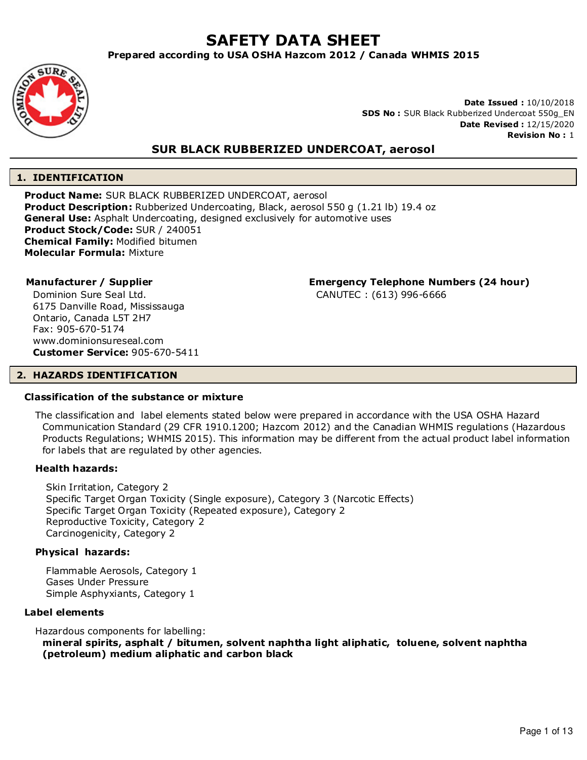# SAFETY DATA SHEET

**Prepared according to USA OSHA Hazcom 2012 / Canada WHMIS 2015**

**Date Issued :** 10/10/2018
**SDS No :** SUR Black Rubberized Undercoat 550g_EN
**Date Revised :** 12/15/2020
**Revision No :** 1

## SUR BLACK RUBBERIZED UNDERCOAT, aerosol

## 1. IDENTIFICATION

**Product Name:** SUR BLACK RUBBERIZED UNDERCOAT, aerosol
**Product Description:** Rubberized Undercoating, Black, aerosol 550 g (1.21 lb) 19.4 oz
**General Use:** Asphalt Undercoating, designed exclusively for automotive uses
**Product Stock/Code:** SUR / 240051
**Chemical Family:** Modified bitumen
**Molecular Formula:** Mixture

**Manufacturer / Supplier**
Dominion Sure Seal Ltd.
6175 Danville Road, Mississauga
Ontario, Canada L5T 2H7
Fax: 905-670-5174
www.dominionsureseal.com
**Customer Service:** 905-670-5411

**Emergency Telephone Numbers (24 hour)**
CANUTEC : (613) 996-6666

## 2. HAZARDS IDENTIFICATION

### Classification of the substance or mixture

The classification and label elements stated below were prepared in accordance with the USA OSHA Hazard Communication Standard (29 CFR 1910.1200; Hazcom 2012) and the Canadian WHMIS regulations (Hazardous Products Regulations; WHMIS 2015). This information may be different from the actual product label information for labels that are regulated by other agencies.

**Health hazards:**

Skin Irritation, Category 2
Specific Target Organ Toxicity (Single exposure), Category 3 (Narcotic Effects)
Specific Target Organ Toxicity (Repeated exposure), Category 2
Reproductive Toxicity, Category 2
Carcinogenicity, Category 2

**Physical hazards:**

Flammable Aerosols, Category 1
Gases Under Pressure
Simple Asphyxiants, Category 1

### Label elements

Hazardous components for labelling:
**mineral spirits, asphalt / bitumen, solvent naphtha light aliphatic, toluene, solvent naphtha (petroleum) medium aliphatic and carbon black**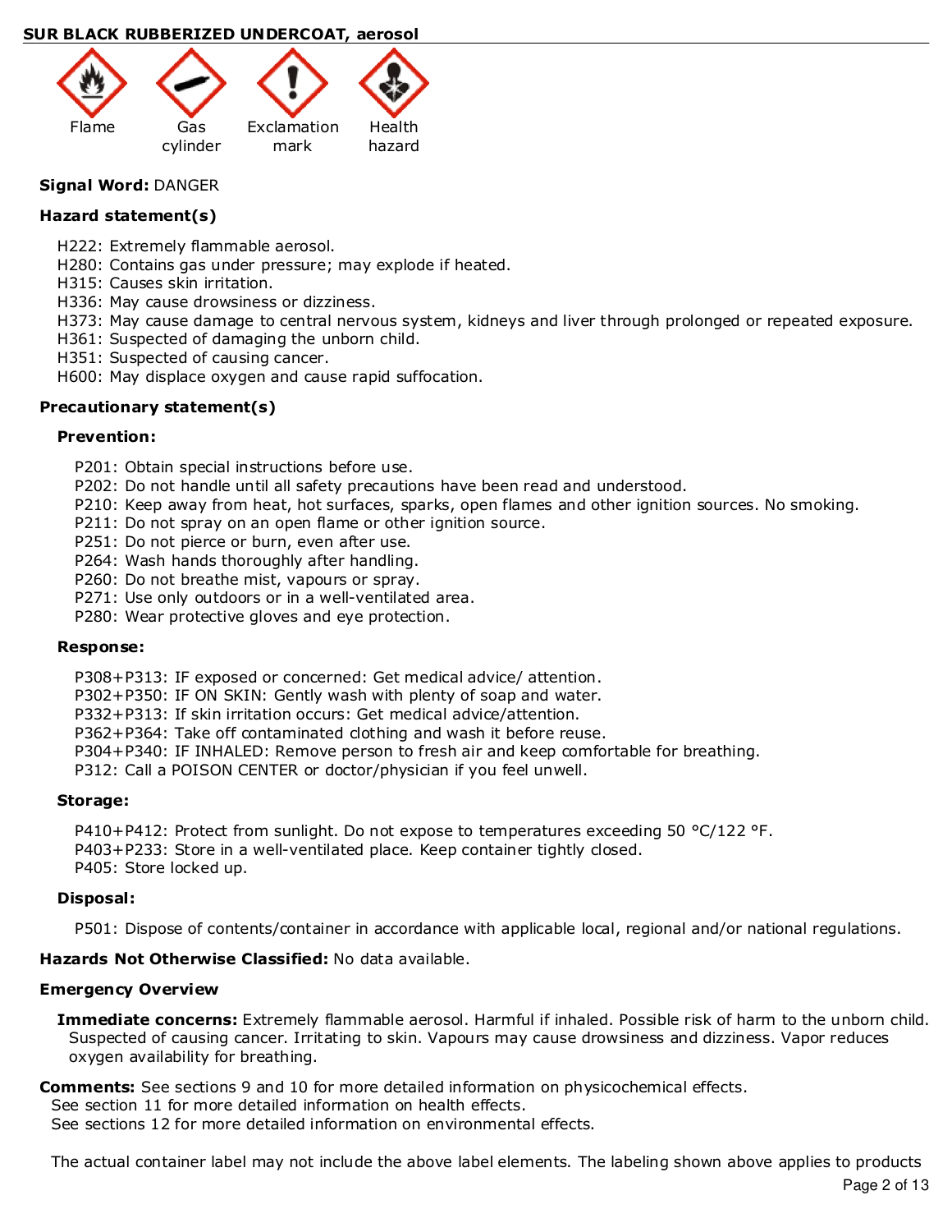**SUR BLACK RUBBERIZED UNDERCOAT, aerosol**

Flame | Gas cylinder | Exclamation mark | Health hazard

**Signal Word:** DANGER

**Hazard statement(s)**

H222: Extremely flammable aerosol.
H280: Contains gas under pressure; may explode if heated.
H315: Causes skin irritation.
H336: May cause drowsiness or dizziness.
H373: May cause damage to central nervous system, kidneys and liver through prolonged or repeated exposure.
H361: Suspected of damaging the unborn child.
H351: Suspected of causing cancer.
H600: May displace oxygen and cause rapid suffocation.

**Precautionary statement(s)**

**Prevention:**

P201: Obtain special instructions before use.
P202: Do not handle until all safety precautions have been read and understood.
P210: Keep away from heat, hot surfaces, sparks, open flames and other ignition sources. No smoking.
P211: Do not spray on an open flame or other ignition source.
P251: Do not pierce or burn, even after use.
P264: Wash hands thoroughly after handling.
P260: Do not breathe mist, vapours or spray.
P271: Use only outdoors or in a well-ventilated area.
P280: Wear protective gloves and eye protection.

**Response:**

P308+P313: IF exposed or concerned: Get medical advice/ attention.
P302+P350: IF ON SKIN: Gently wash with plenty of soap and water.
P332+P313: If skin irritation occurs: Get medical advice/attention.
P362+P364: Take off contaminated clothing and wash it before reuse.
P304+P340: IF INHALED: Remove person to fresh air and keep comfortable for breathing.
P312: Call a POISON CENTER or doctor/physician if you feel unwell.

**Storage:**

P410+P412: Protect from sunlight. Do not expose to temperatures exceeding 50 °C/122 °F.
P403+P233: Store in a well-ventilated place. Keep container tightly closed.
P405: Store locked up.

**Disposal:**

P501: Dispose of contents/container in accordance with applicable local, regional and/or national regulations.

**Hazards Not Otherwise Classified:** No data available.

**Emergency Overview**

**Immediate concerns:** Extremely flammable aerosol. Harmful if inhaled. Possible risk of harm to the unborn child. Suspected of causing cancer. Irritating to skin. Vapours may cause drowsiness and dizziness. Vapor reduces oxygen availability for breathing.

**Comments:** See sections 9 and 10 for more detailed information on physicochemical effects.
See section 11 for more detailed information on health effects.
See sections 12 for more detailed information on environmental effects.

The actual container label may not include the above label elements. The labeling shown above applies to products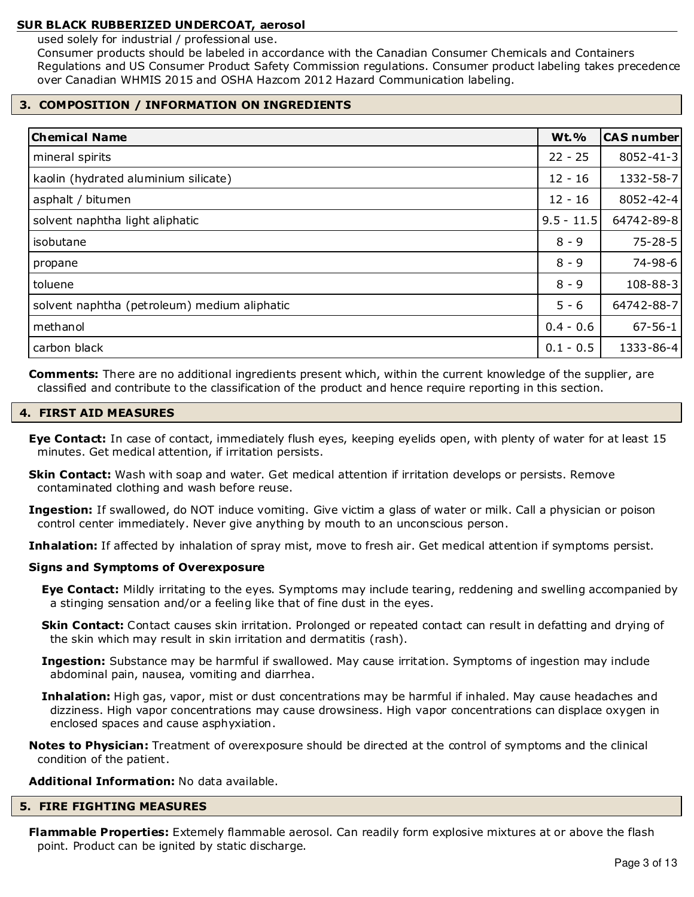used solely for industrial / professional use.
Consumer products should be labeled in accordance with the Canadian Consumer Chemicals and Containers Regulations and US Consumer Product Safety Commission regulations. Consumer product labeling takes precedence over Canadian WHMIS 2015 and OSHA Hazcom 2012 Hazard Communication labeling.

## 3. COMPOSITION / INFORMATION ON INGREDIENTS

| Chemical Name | Wt.% | CAS number |
|---|---|---|
| mineral spirits | 22 - 25 | 8052-41-3 |
| kaolin (hydrated aluminium silicate) | 12 - 16 | 1332-58-7 |
| asphalt / bitumen | 12 - 16 | 8052-42-4 |
| solvent naphtha light aliphatic | 9.5 - 11.5 | 64742-89-8 |
| isobutane | 8 - 9 | 75-28-5 |
| propane | 8 - 9 | 74-98-6 |
| toluene | 8 - 9 | 108-88-3 |
| solvent naphtha (petroleum) medium aliphatic | 5 - 6 | 64742-88-7 |
| methanol | 0.4 - 0.6 | 67-56-1 |
| carbon black | 0.1 - 0.5 | 1333-86-4 |

**Comments:** There are no additional ingredients present which, within the current knowledge of the supplier, are classified and contribute to the classification of the product and hence require reporting in this section.

## 4. FIRST AID MEASURES

**Eye Contact:** In case of contact, immediately flush eyes, keeping eyelids open, with plenty of water for at least 15 minutes. Get medical attention, if irritation persists.

**Skin Contact:** Wash with soap and water. Get medical attention if irritation develops or persists. Remove contaminated clothing and wash before reuse.

**Ingestion:** If swallowed, do NOT induce vomiting. Give victim a glass of water or milk. Call a physician or poison control center immediately. Never give anything by mouth to an unconscious person.

**Inhalation:** If affected by inhalation of spray mist, move to fresh air. Get medical attention if symptoms persist.

**Signs and Symptoms of Overexposure**

**Eye Contact:** Mildly irritating to the eyes. Symptoms may include tearing, reddening and swelling accompanied by a stinging sensation and/or a feeling like that of fine dust in the eyes.

**Skin Contact:** Contact causes skin irritation. Prolonged or repeated contact can result in defatting and drying of the skin which may result in skin irritation and dermatitis (rash).

**Ingestion:** Substance may be harmful if swallowed. May cause irritation. Symptoms of ingestion may include abdominal pain, nausea, vomiting and diarrhea.

**Inhalation:** High gas, vapor, mist or dust concentrations may be harmful if inhaled. May cause headaches and dizziness. High vapor concentrations may cause drowsiness. High vapor concentrations can displace oxygen in enclosed spaces and cause asphyxiation.

**Notes to Physician:** Treatment of overexposure should be directed at the control of symptoms and the clinical condition of the patient.

**Additional Information:** No data available.

## 5. FIRE FIGHTING MEASURES

**Flammable Properties:** Extemely flammable aerosol. Can readily form explosive mixtures at or above the flash point. Product can be ignited by static discharge.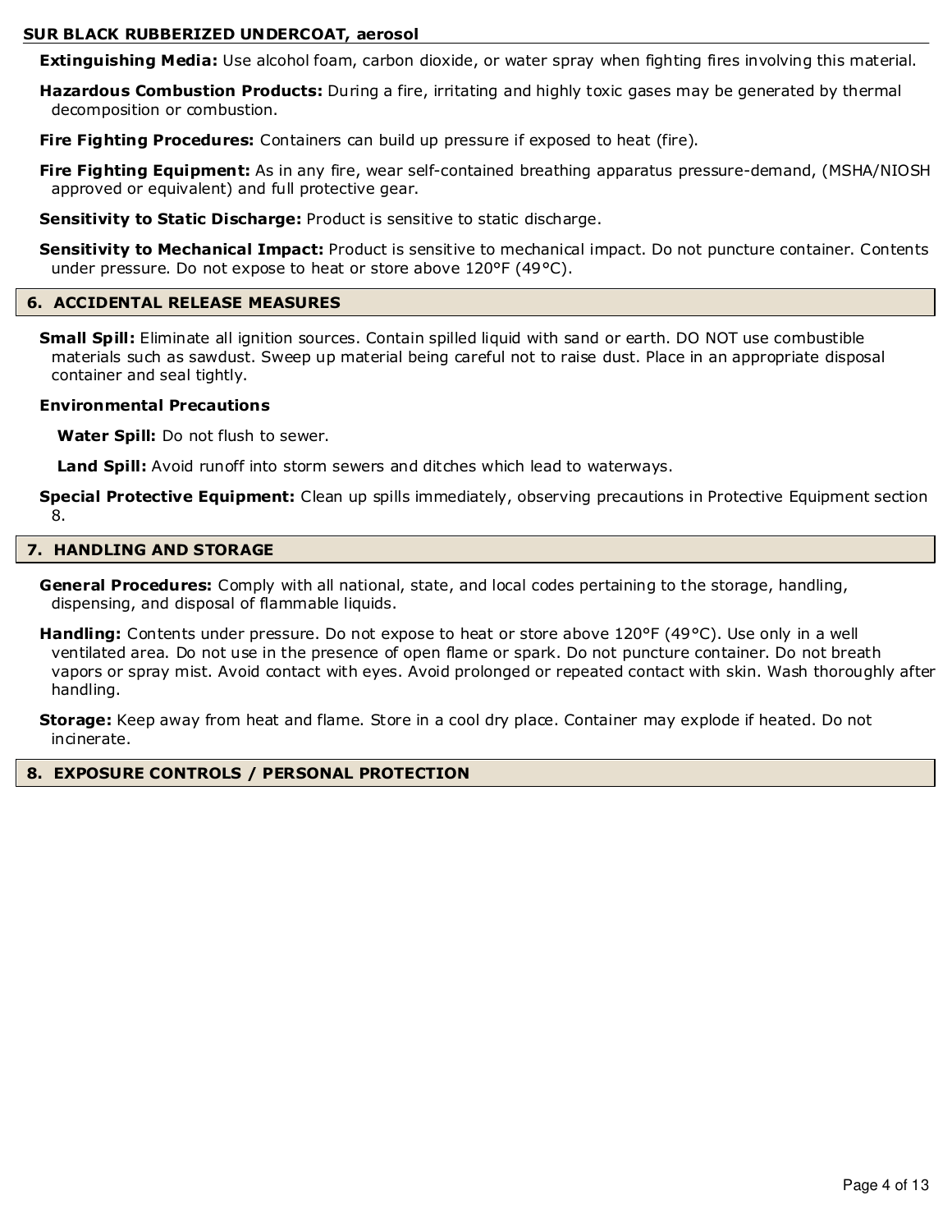**Extinguishing Media:** Use alcohol foam, carbon dioxide, or water spray when fighting fires involving this material.

**Hazardous Combustion Products:** During a fire, irritating and highly toxic gases may be generated by thermal decomposition or combustion.

**Fire Fighting Procedures:** Containers can build up pressure if exposed to heat (fire).

**Fire Fighting Equipment:** As in any fire, wear self-contained breathing apparatus pressure-demand, (MSHA/NIOSH approved or equivalent) and full protective gear.

**Sensitivity to Static Discharge:** Product is sensitive to static discharge.

**Sensitivity to Mechanical Impact:** Product is sensitive to mechanical impact. Do not puncture container. Contents under pressure. Do not expose to heat or store above 120°F (49°C).

## 6. ACCIDENTAL RELEASE MEASURES

**Small Spill:** Eliminate all ignition sources. Contain spilled liquid with sand or earth. DO NOT use combustible materials such as sawdust. Sweep up material being careful not to raise dust. Place in an appropriate disposal container and seal tightly.

**Environmental Precautions**

**Water Spill:** Do not flush to sewer.

**Land Spill:** Avoid runoff into storm sewers and ditches which lead to waterways.

**Special Protective Equipment:** Clean up spills immediately, observing precautions in Protective Equipment section 8.

## 7. HANDLING AND STORAGE

**General Procedures:** Comply with all national, state, and local codes pertaining to the storage, handling, dispensing, and disposal of flammable liquids.

**Handling:** Contents under pressure. Do not expose to heat or store above 120°F (49°C). Use only in a well ventilated area. Do not use in the presence of open flame or spark. Do not puncture container. Do not breath vapors or spray mist. Avoid contact with eyes. Avoid prolonged or repeated contact with skin. Wash thoroughly after handling.

**Storage:** Keep away from heat and flame. Store in a cool dry place. Container may explode if heated. Do not incinerate.

## 8. EXPOSURE CONTROLS / PERSONAL PROTECTION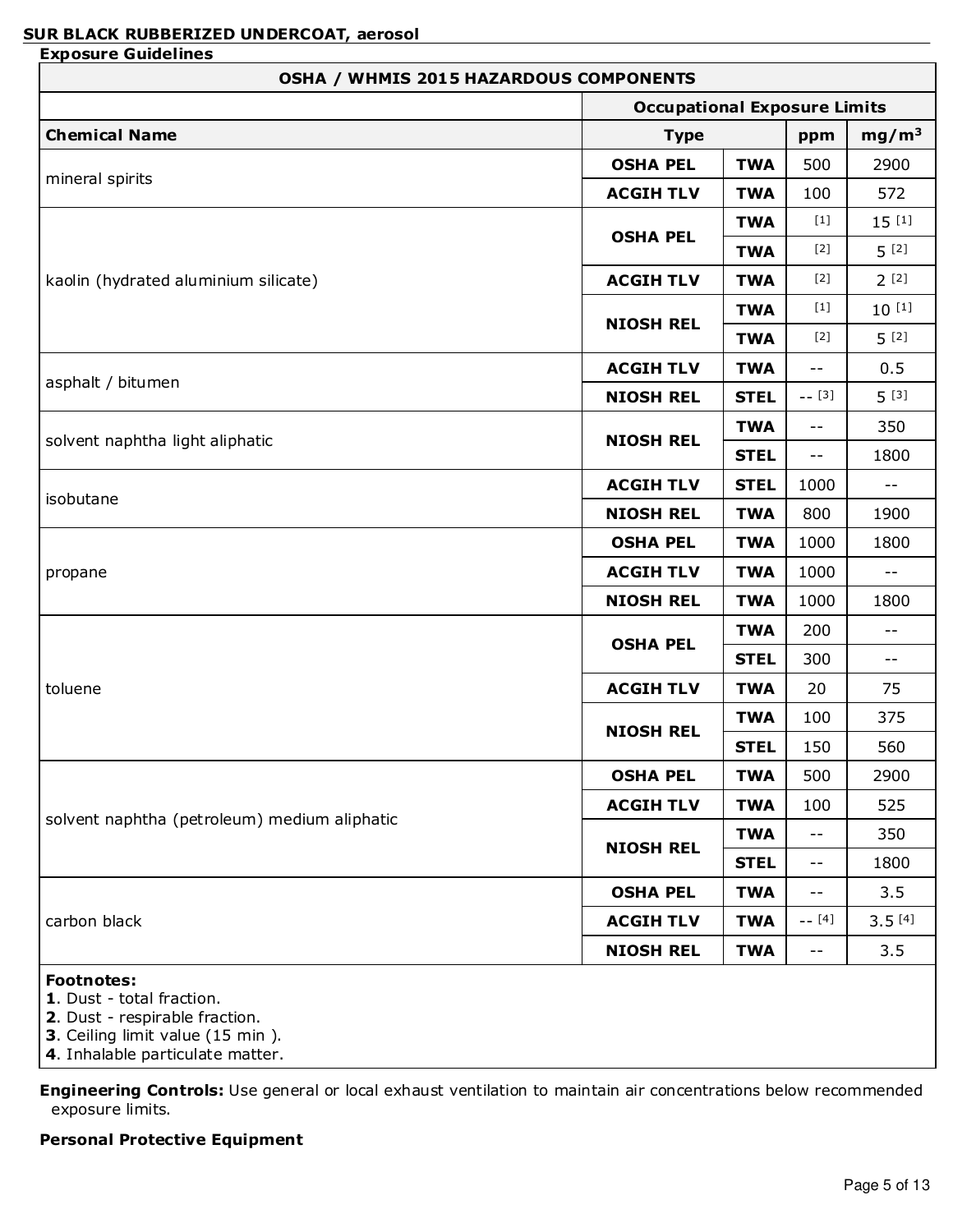**SUR BLACK RUBBERIZED UNDERCOAT, aerosol**

**Exposure Guidelines**

| OSHA / WHMIS 2015 HAZARDOUS COMPONENTS | | | | |
|---|---|---|---|---|
| | Occupational Exposure Limits | | | |
| **Chemical Name** | **Type** | | **ppm** | **mg/m³** |
| mineral spirits | **OSHA PEL** | **TWA** | 500 | 2900 |
| | **ACGIH TLV** | **TWA** | 100 | 572 |
| kaolin (hydrated aluminium silicate) | **OSHA PEL** | **TWA** | [1] | 15 [1] |
| | | **TWA** | [2] | 5 [2] |
| | **ACGIH TLV** | **TWA** | [2] | 2 [2] |
| | **NIOSH REL** | **TWA** | [1] | 10 [1] |
| | | **TWA** | [2] | 5 [2] |
| asphalt / bitumen | **ACGIH TLV** | **TWA** | -- | 0.5 |
| | **NIOSH REL** | **STEL** | -- [3] | 5 [3] |
| solvent naphtha light aliphatic | **NIOSH REL** | **TWA** | -- | 350 |
| | | **STEL** | -- | 1800 |
| isobutane | **ACGIH TLV** | **STEL** | 1000 | -- |
| | **NIOSH REL** | **TWA** | 800 | 1900 |
| propane | **OSHA PEL** | **TWA** | 1000 | 1800 |
| | **ACGIH TLV** | **TWA** | 1000 | -- |
| | **NIOSH REL** | **TWA** | 1000 | 1800 |
| toluene | **OSHA PEL** | **TWA** | 200 | -- |
| | | **STEL** | 300 | -- |
| | **ACGIH TLV** | **TWA** | 20 | 75 |
| | **NIOSH REL** | **TWA** | 100 | 375 |
| | | **STEL** | 150 | 560 |
| solvent naphtha (petroleum) medium aliphatic | **OSHA PEL** | **TWA** | 500 | 2900 |
| | **ACGIH TLV** | **TWA** | 100 | 525 |
| | **NIOSH REL** | **TWA** | -- | 350 |
| | | **STEL** | -- | 1800 |
| carbon black | **OSHA PEL** | **TWA** | -- | 3.5 |
| | **ACGIH TLV** | **TWA** | -- [4] | 3.5 [4] |
| | **NIOSH REL** | **TWA** | -- | 3.5 |

**Footnotes:**
**1**. Dust - total fraction.
**2**. Dust - respirable fraction.
**3**. Ceiling limit value (15 min ).
**4**. Inhalable particulate matter.

**Engineering Controls:** Use general or local exhaust ventilation to maintain air concentrations below recommended exposure limits.

**Personal Protective Equipment**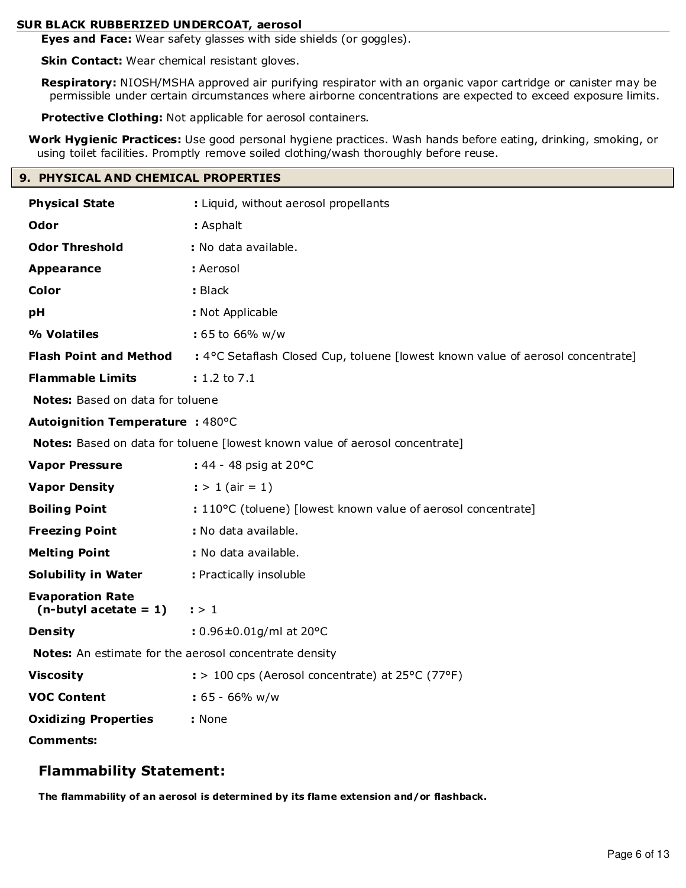**Eyes and Face:** Wear safety glasses with side shields (or goggles).

**Skin Contact:** Wear chemical resistant gloves.

**Respiratory:** NIOSH/MSHA approved air purifying respirator with an organic vapor cartridge or canister may be permissible under certain circumstances where airborne concentrations are expected to exceed exposure limits.

**Protective Clothing:** Not applicable for aerosol containers.

**Work Hygienic Practices:** Use good personal hygiene practices. Wash hands before eating, drinking, smoking, or using toilet facilities. Promptly remove soiled clothing/wash thoroughly before reuse.

## 9. PHYSICAL AND CHEMICAL PROPERTIES

**Physical State** : Liquid, without aerosol propellants

**Odor** : Asphalt

**Odor Threshold** : No data available.

**Appearance** : Aerosol

**Color** : Black

**pH** : Not Applicable

**% Volatiles** : 65 to 66% w/w

**Flash Point and Method** : 4°C Setaflash Closed Cup, toluene [lowest known value of aerosol concentrate]

**Flammable Limits** : 1.2 to 7.1

**Notes:** Based on data for toluene

**Autoignition Temperature** : 480°C

**Notes:** Based on data for toluene [lowest known value of aerosol concentrate]

**Vapor Pressure** : 44 - 48 psig at 20°C

**Vapor Density** : > 1 (air = 1)

**Boiling Point** : 110°C (toluene) [lowest known value of aerosol concentrate]

**Freezing Point** : No data available.

**Melting Point** : No data available.

**Solubility in Water** : Practically insoluble

**Evaporation Rate (n-butyl acetate = 1)** : > 1

**Density** : 0.96±0.01g/ml at 20°C

**Notes:** An estimate for the aerosol concentrate density

**Viscosity** : > 100 cps (Aerosol concentrate) at 25°C (77°F)

**VOC Content** : 65 - 66% w/w

**Oxidizing Properties** : None

**Comments:**

### Flammability Statement:

**The flammability of an aerosol is determined by its flame extension and/or flashback.**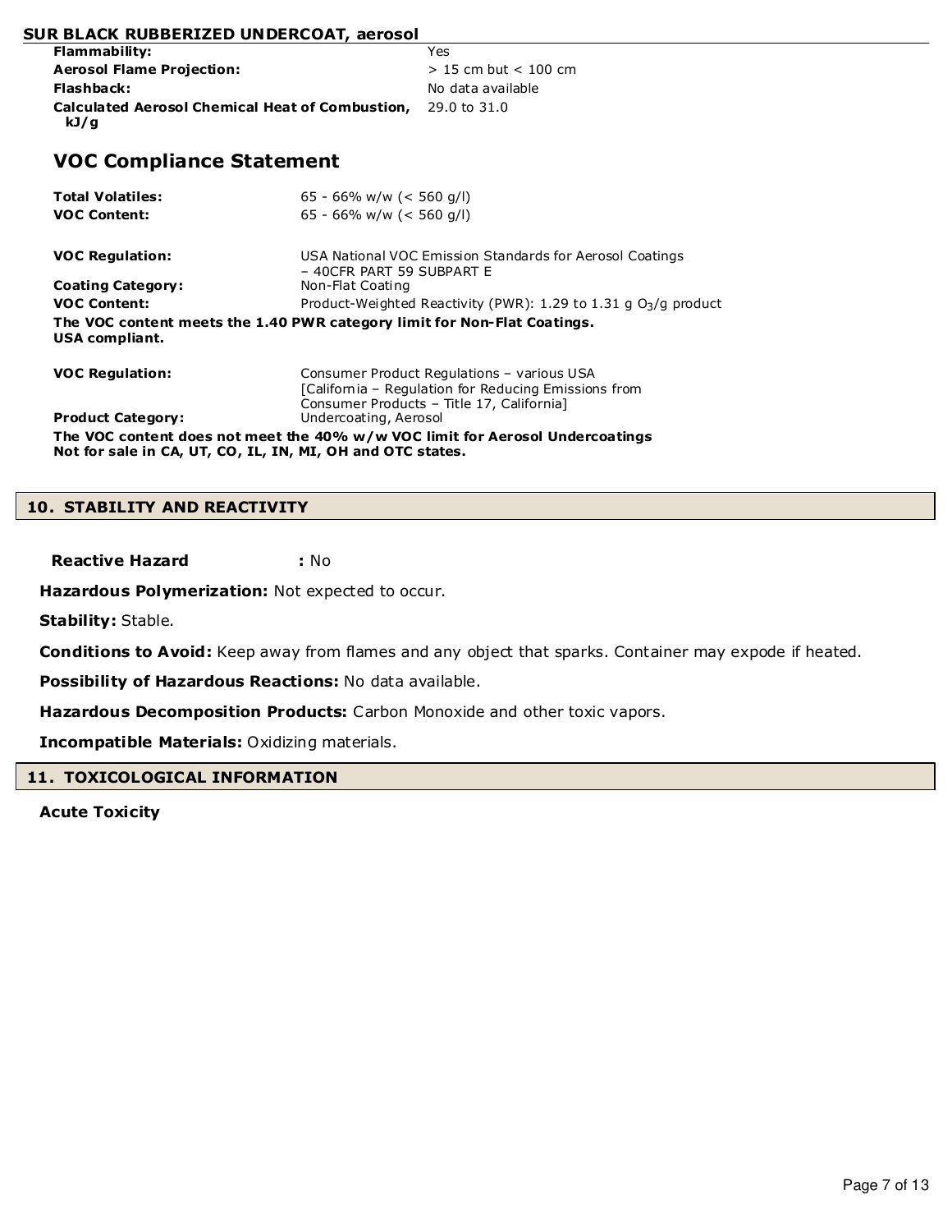| | |
|---|---|
| **Flammability:** | Yes |
| **Aerosol Flame Projection:** | > 15 cm but < 100 cm |
| **Flashback:** | No data available |
| **Calculated Aerosol Chemical Heat of Combustion, kJ/g** | 29.0 to 31.0 |

## VOC Compliance Statement

| | |
|---|---|
| **Total Volatiles:** | 65 - 66% w/w (< 560 g/l) |
| **VOC Content:** | 65 - 66% w/w (< 560 g/l) |

| | |
|---|---|
| **VOC Regulation:** | USA National VOC Emission Standards for Aerosol Coatings – 40CFR PART 59 SUBPART E |
| **Coating Category:** | Non-Flat Coating |
| **VOC Content:** | Product-Weighted Reactivity (PWR): 1.29 to 1.31 g $O_3$/g product |

**The VOC content meets the 1.40 PWR category limit for Non-Flat Coatings.**
**USA compliant.**

| | |
|---|---|
| **VOC Regulation:** | Consumer Product Regulations – various USA [California – Regulation for Reducing Emissions from Consumer Products – Title 17, California] |
| **Product Category:** | Undercoating, Aerosol |

**The VOC content does not meet the 40% w/w VOC limit for Aerosol Undercoatings**
**Not for sale in CA, UT, CO, IL, IN, MI, OH and OTC states.**

## 10. STABILITY AND REACTIVITY

**Reactive Hazard :** No

**Hazardous Polymerization:** Not expected to occur.

**Stability:** Stable.

**Conditions to Avoid:** Keep away from flames and any object that sparks. Container may expode if heated.

**Possibility of Hazardous Reactions:** No data available.

**Hazardous Decomposition Products:** Carbon Monoxide and other toxic vapors.

**Incompatible Materials:** Oxidizing materials.

## 11. TOXICOLOGICAL INFORMATION

**Acute Toxicity**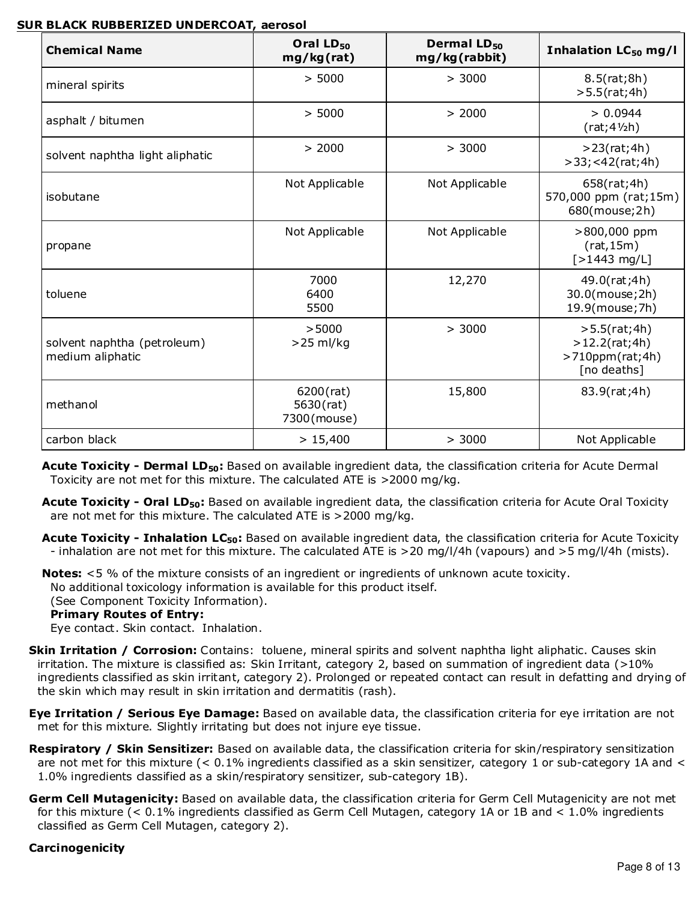**SUR BLACK RUBBERIZED UNDERCOAT, aerosol**

| Chemical Name | Oral $LD_{50}$ mg/kg(rat) | Dermal $LD_{50}$ mg/kg(rabbit) | Inhalation $LC_{50}$ mg/l |
|---|---|---|---|
| mineral spirits | > 5000 | > 3000 | 8.5(rat;8h)<br>>5.5(rat;4h) |
| asphalt / bitumen | > 5000 | > 2000 | > 0.0944<br>(rat;4½h) |
| solvent naphtha light aliphatic | > 2000 | > 3000 | >23(rat;4h)<br>>33;<42(rat;4h) |
| isobutane | Not Applicable | Not Applicable | 658(rat;4h)<br>570,000 ppm (rat;15m)<br>680(mouse;2h) |
| propane | Not Applicable | Not Applicable | >800,000 ppm<br>(rat,15m)<br>[>1443 mg/L] |
| toluene | 7000<br>6400<br>5500 | 12,270 | 49.0(rat;4h)<br>30.0(mouse;2h)<br>19.9(mouse;7h) |
| solvent naphtha (petroleum) medium aliphatic | >5000<br>>25 ml/kg | > 3000 | >5.5(rat;4h)<br>>12.2(rat;4h)<br>>710ppm(rat;4h)<br>[no deaths] |
| methanol | 6200(rat)<br>5630(rat)<br>7300(mouse) | 15,800 | 83.9(rat;4h) |
| carbon black | > 15,400 | > 3000 | Not Applicable |

**Acute Toxicity - Dermal $LD_{50}$:** Based on available ingredient data, the classification criteria for Acute Dermal Toxicity are not met for this mixture. The calculated ATE is >2000 mg/kg.

**Acute Toxicity - Oral $LD_{50}$:** Based on available ingredient data, the classification criteria for Acute Oral Toxicity are not met for this mixture. The calculated ATE is >2000 mg/kg.

**Acute Toxicity - Inhalation $LC_{50}$:** Based on available ingredient data, the classification criteria for Acute Toxicity - inhalation are not met for this mixture. The calculated ATE is >20 mg/l/4h (vapours) and >5 mg/l/4h (mists).

**Notes:** <5 % of the mixture consists of an ingredient or ingredients of unknown acute toxicity.
No additional toxicology information is available for this product itself.
(See Component Toxicity Information).
**Primary Routes of Entry:**
Eye contact. Skin contact. Inhalation.

**Skin Irritation / Corrosion:** Contains: toluene, mineral spirits and solvent naphtha light aliphatic. Causes skin irritation. The mixture is classified as: Skin Irritant, category 2, based on summation of ingredient data (>10% ingredients classified as skin irritant, category 2). Prolonged or repeated contact can result in defatting and drying of the skin which may result in skin irritation and dermatitis (rash).

**Eye Irritation / Serious Eye Damage:** Based on available data, the classification criteria for eye irritation are not met for this mixture. Slightly irritating but does not injure eye tissue.

**Respiratory / Skin Sensitizer:** Based on available data, the classification criteria for skin/respiratory sensitization are not met for this mixture (< 0.1% ingredients classified as a skin sensitizer, category 1 or sub-category 1A and < 1.0% ingredients classified as a skin/respiratory sensitizer, sub-category 1B).

**Germ Cell Mutagenicity:** Based on available data, the classification criteria for Germ Cell Mutagenicity are not met for this mixture (< 0.1% ingredients classified as Germ Cell Mutagen, category 1A or 1B and < 1.0% ingredients classified as Germ Cell Mutagen, category 2).

**Carcinogenicity**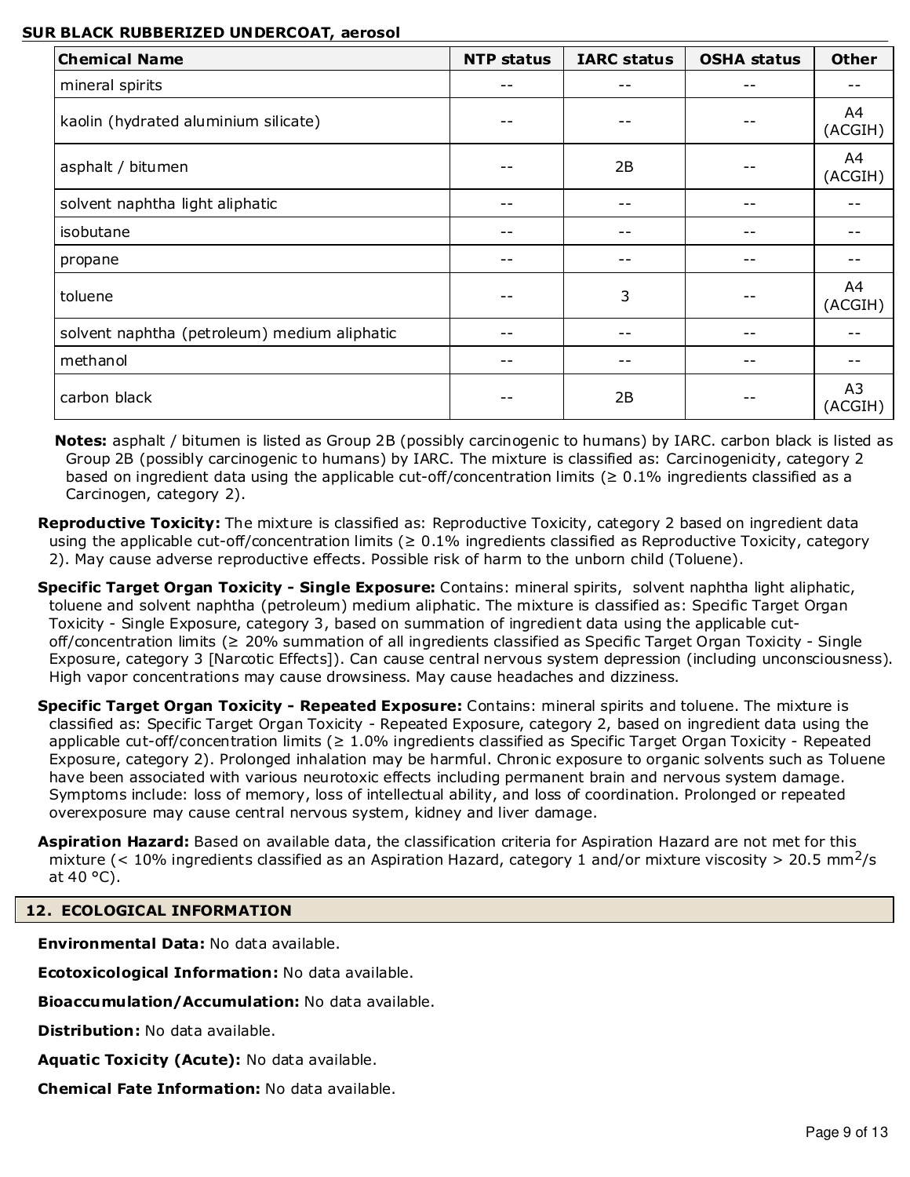**SUR BLACK RUBBERIZED UNDERCOAT, aerosol**

| Chemical Name | NTP status | IARC status | OSHA status | Other |
|---|---|---|---|---|
| mineral spirits | -- | -- | -- | -- |
| kaolin (hydrated aluminium silicate) | -- | -- | -- | A4 (ACGIH) |
| asphalt / bitumen | -- | 2B | -- | A4 (ACGIH) |
| solvent naphtha light aliphatic | -- | -- | -- | -- |
| isobutane | -- | -- | -- | -- |
| propane | -- | -- | -- | -- |
| toluene | -- | 3 | -- | A4 (ACGIH) |
| solvent naphtha (petroleum) medium aliphatic | -- | -- | -- | -- |
| methanol | -- | -- | -- | -- |
| carbon black | -- | 2B | -- | A3 (ACGIH) |

**Notes:** asphalt / bitumen is listed as Group 2B (possibly carcinogenic to humans) by IARC. carbon black is listed as Group 2B (possibly carcinogenic to humans) by IARC. The mixture is classified as: Carcinogenicity, category 2 based on ingredient data using the applicable cut-off/concentration limits (≥ 0.1% ingredients classified as a Carcinogen, category 2).

**Reproductive Toxicity:** The mixture is classified as: Reproductive Toxicity, category 2 based on ingredient data using the applicable cut-off/concentration limits (≥ 0.1% ingredients classified as Reproductive Toxicity, category 2). May cause adverse reproductive effects. Possible risk of harm to the unborn child (Toluene).

**Specific Target Organ Toxicity - Single Exposure:** Contains: mineral spirits, solvent naphtha light aliphatic, toluene and solvent naphtha (petroleum) medium aliphatic. The mixture is classified as: Specific Target Organ Toxicity - Single Exposure, category 3, based on summation of ingredient data using the applicable cut-off/concentration limits (≥ 20% summation of all ingredients classified as Specific Target Organ Toxicity - Single Exposure, category 3 [Narcotic Effects]). Can cause central nervous system depression (including unconsciousness). High vapor concentrations may cause drowsiness. May cause headaches and dizziness.

**Specific Target Organ Toxicity - Repeated Exposure:** Contains: mineral spirits and toluene. The mixture is classified as: Specific Target Organ Toxicity - Repeated Exposure, category 2, based on ingredient data using the applicable cut-off/concentration limits (≥ 1.0% ingredients classified as Specific Target Organ Toxicity - Repeated Exposure, category 2). Prolonged inhalation may be harmful. Chronic exposure to organic solvents such as Toluene have been associated with various neurotoxic effects including permanent brain and nervous system damage. Symptoms include: loss of memory, loss of intellectual ability, and loss of coordination. Prolonged or repeated overexposure may cause central nervous system, kidney and liver damage.

**Aspiration Hazard:** Based on available data, the classification criteria for Aspiration Hazard are not met for this mixture (< 10% ingredients classified as an Aspiration Hazard, category 1 and/or mixture viscosity > 20.5 $mm^2/s$ at 40 °C).

## 12. ECOLOGICAL INFORMATION

**Environmental Data:** No data available.

**Ecotoxicological Information:** No data available.

**Bioaccumulation/Accumulation:** No data available.

**Distribution:** No data available.

**Aquatic Toxicity (Acute):** No data available.

**Chemical Fate Information:** No data available.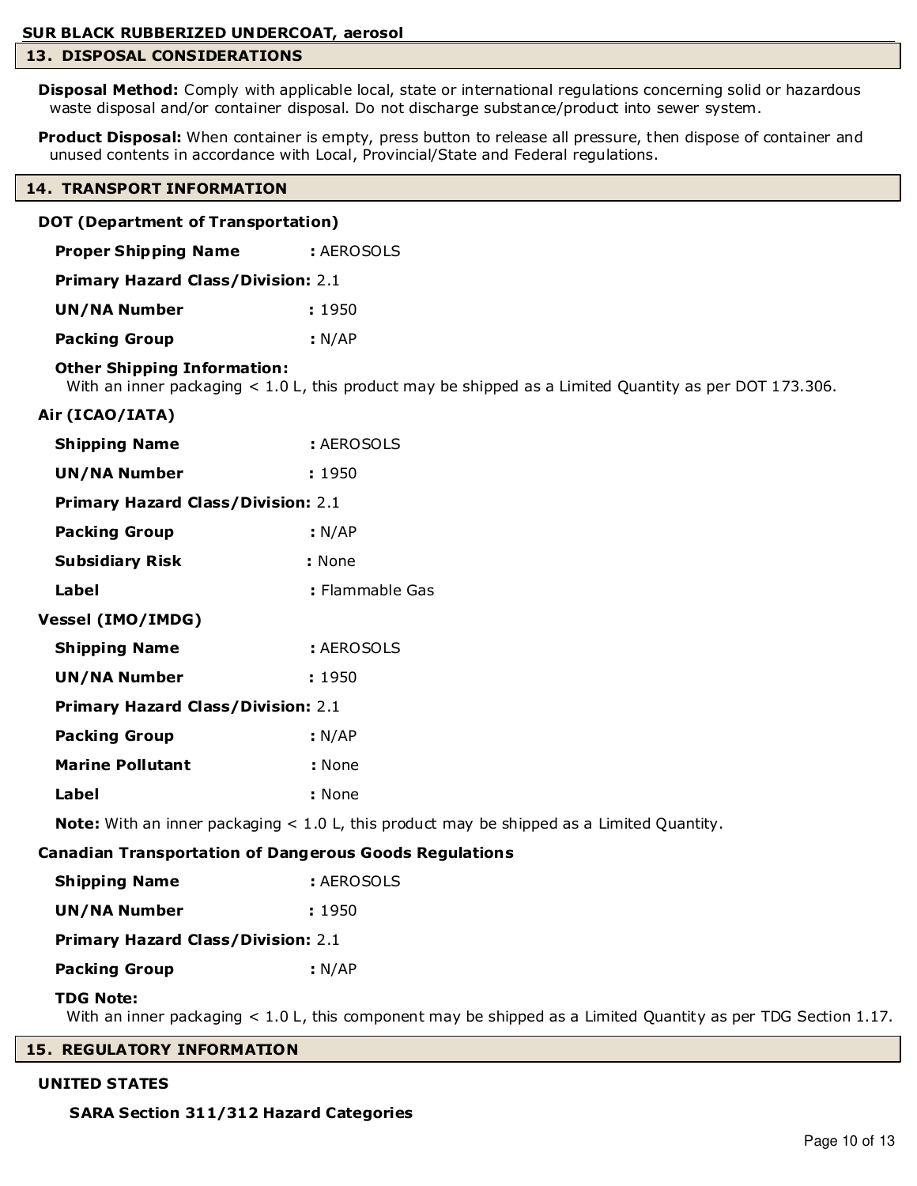## 13. DISPOSAL CONSIDERATIONS

**Disposal Method:** Comply with applicable local, state or international regulations concerning solid or hazardous waste disposal and/or container disposal. Do not discharge substance/product into sewer system.

**Product Disposal:** When container is empty, press button to release all pressure, then dispose of container and unused contents in accordance with Local, Provincial/State and Federal regulations.

## 14. TRANSPORT INFORMATION

### DOT (Department of Transportation)

**Proper Shipping Name** : AEROSOLS

**Primary Hazard Class/Division:** 2.1

**UN/NA Number** : 1950

**Packing Group** : N/AP

**Other Shipping Information:**
With an inner packaging < 1.0 L, this product may be shipped as a Limited Quantity as per DOT 173.306.

### Air (ICAO/IATA)

**Shipping Name** : AEROSOLS

**UN/NA Number** : 1950

**Primary Hazard Class/Division:** 2.1

**Packing Group** : N/AP

**Subsidiary Risk** : None

**Label** : Flammable Gas

### Vessel (IMO/IMDG)

**Shipping Name** : AEROSOLS

**UN/NA Number** : 1950

**Primary Hazard Class/Division:** 2.1

**Packing Group** : N/AP

**Marine Pollutant** : None

**Label** : None

**Note:** With an inner packaging < 1.0 L, this product may be shipped as a Limited Quantity.

### Canadian Transportation of Dangerous Goods Regulations

**Shipping Name** : AEROSOLS

**UN/NA Number** : 1950

**Primary Hazard Class/Division:** 2.1

**Packing Group** : N/AP

**TDG Note:**
With an inner packaging < 1.0 L, this component may be shipped as a Limited Quantity as per TDG Section 1.17.

## 15. REGULATORY INFORMATION

### UNITED STATES

**SARA Section 311/312 Hazard Categories**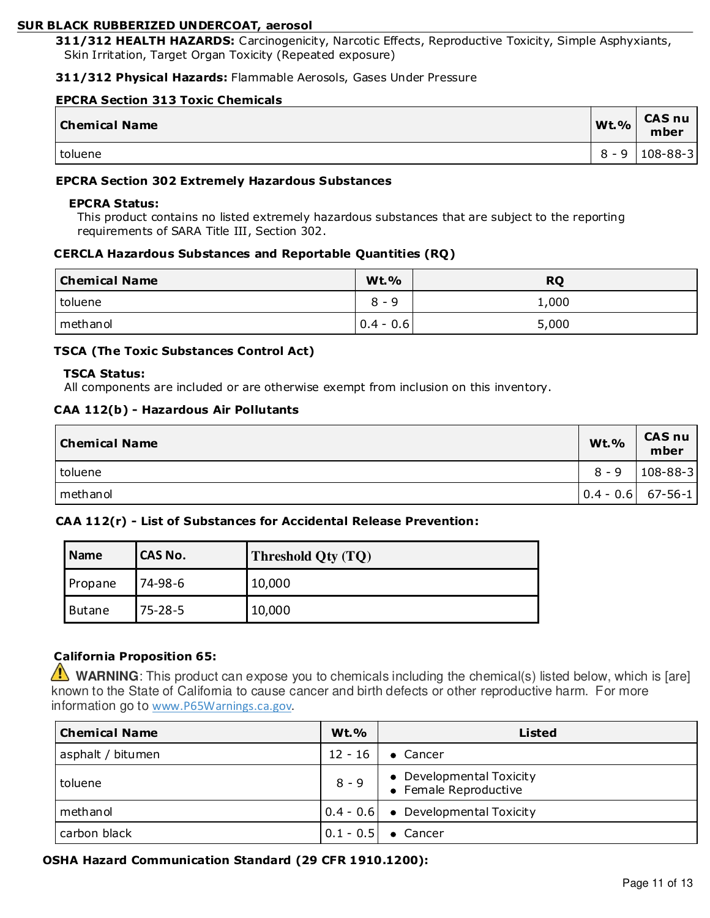**SUR BLACK RUBBERIZED UNDERCOAT, aerosol**

**311/312 HEALTH HAZARDS:** Carcinogenicity, Narcotic Effects, Reproductive Toxicity, Simple Asphyxiants, Skin Irritation, Target Organ Toxicity (Repeated exposure)

**311/312 Physical Hazards:** Flammable Aerosols, Gases Under Pressure

**EPCRA Section 313 Toxic Chemicals**

| Chemical Name | Wt.% | CAS number |
|---|---|---|
| toluene | 8 - 9 | 108-88-3 |

**EPCRA Section 302 Extremely Hazardous Substances**

**EPCRA Status:**
This product contains no listed extremely hazardous substances that are subject to the reporting requirements of SARA Title III, Section 302.

**CERCLA Hazardous Substances and Reportable Quantities (RQ)**

| Chemical Name | Wt.% | RQ |
|---|---|---|
| toluene | 8 - 9 | 1,000 |
| methanol | 0.4 - 0.6 | 5,000 |

**TSCA (The Toxic Substances Control Act)**

**TSCA Status:**
All components are included or are otherwise exempt from inclusion on this inventory.

**CAA 112(b) - Hazardous Air Pollutants**

| Chemical Name | Wt.% | CAS number |
|---|---|---|
| toluene | 8 - 9 | 108-88-3 |
| methanol | 0.4 - 0.6 | 67-56-1 |

**CAA 112(r) - List of Substances for Accidental Release Prevention:**

| Name | CAS No. | Threshold Qty (TQ) |
|---|---|---|
| Propane | 74-98-6 | 10,000 |
| Butane | 75-28-5 | 10,000 |

**California Proposition 65:**

**WARNING**: This product can expose you to chemicals including the chemical(s) listed below, which is [are] known to the State of California to cause cancer and birth defects or other reproductive harm. For more information go to www.P65Warnings.ca.gov.

| Chemical Name | Wt.% | Listed |
|---|---|---|
| asphalt / bitumen | 12 - 16 | • Cancer |
| toluene | 8 - 9 | • Developmental Toxicity<br>• Female Reproductive |
| methanol | 0.4 - 0.6 | • Developmental Toxicity |
| carbon black | 0.1 - 0.5 | • Cancer |

**OSHA Hazard Communication Standard (29 CFR 1910.1200):**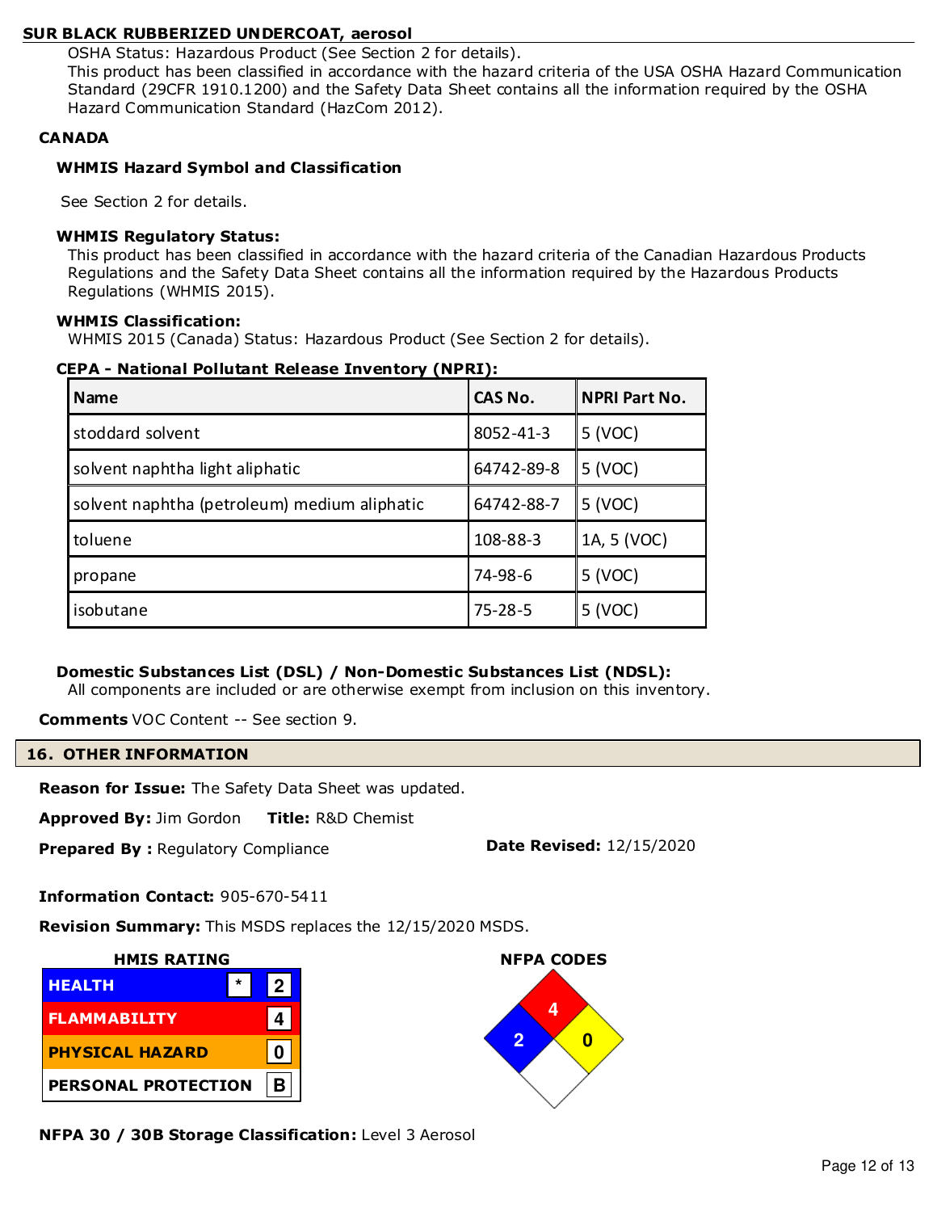**SUR BLACK RUBBERIZED UNDERCOAT, aerosol**

OSHA Status: Hazardous Product (See Section 2 for details).
This product has been classified in accordance with the hazard criteria of the USA OSHA Hazard Communication Standard (29CFR 1910.1200) and the Safety Data Sheet contains all the information required by the OSHA Hazard Communication Standard (HazCom 2012).

**CANADA**

**WHMIS Hazard Symbol and Classification**

See Section 2 for details.

**WHMIS Regulatory Status:**
This product has been classified in accordance with the hazard criteria of the Canadian Hazardous Products Regulations and the Safety Data Sheet contains all the information required by the Hazardous Products Regulations (WHMIS 2015).

**WHMIS Classification:**
WHMIS 2015 (Canada) Status: Hazardous Product (See Section 2 for details).

**CEPA - National Pollutant Release Inventory (NPRI):**

| Name | CAS No. | NPRI Part No. |
|---|---|---|
| stoddard solvent | 8052-41-3 | 5 (VOC) |
| solvent naphtha light aliphatic | 64742-89-8 | 5 (VOC) |
| solvent naphtha (petroleum) medium aliphatic | 64742-88-7 | 5 (VOC) |
| toluene | 108-88-3 | 1A, 5 (VOC) |
| propane | 74-98-6 | 5 (VOC) |
| isobutane | 75-28-5 | 5 (VOC) |

**Domestic Substances List (DSL) / Non-Domestic Substances List (NDSL):**
All components are included or are otherwise exempt from inclusion on this inventory.

**Comments** VOC Content -- See section 9.

## 16. OTHER INFORMATION

**Reason for Issue:** The Safety Data Sheet was updated.

**Approved By:** Jim Gordon **Title:** R&D Chemist

**Prepared By :** Regulatory Compliance **Date Revised:** 12/15/2020

**Information Contact:** 905-670-5411

**Revision Summary:** This MSDS replaces the 12/15/2020 MSDS.

**HMIS RATING**

| | | |
|---|---|---|
| HEALTH | * | 2 |
| FLAMMABILITY | | 4 |
| PHYSICAL HAZARD | | 0 |
| PERSONAL PROTECTION | | B |

**NFPA CODES**

Health: 2, Flammability: 4, Instability: 0

**NFPA 30 / 30B Storage Classification:** Level 3 Aerosol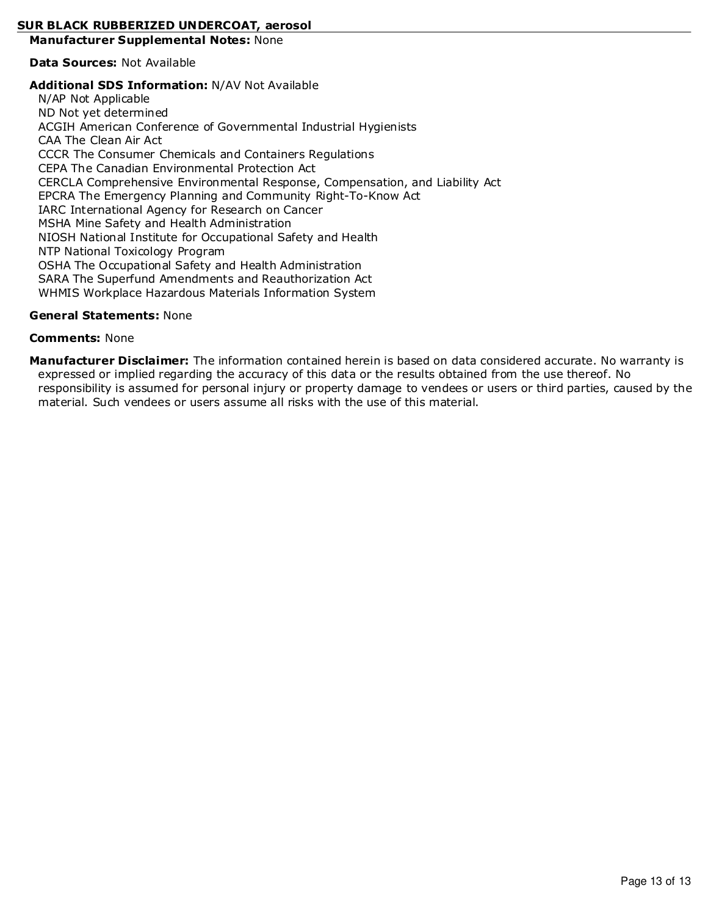**Manufacturer Supplemental Notes:** None

**Data Sources:** Not Available

**Additional SDS Information:** N/AV Not Available
N/AP Not Applicable
ND Not yet determined
ACGIH American Conference of Governmental Industrial Hygienists
CAA The Clean Air Act
CCCR The Consumer Chemicals and Containers Regulations
CEPA The Canadian Environmental Protection Act
CERCLA Comprehensive Environmental Response, Compensation, and Liability Act
EPCRA The Emergency Planning and Community Right-To-Know Act
IARC International Agency for Research on Cancer
MSHA Mine Safety and Health Administration
NIOSH National Institute for Occupational Safety and Health
NTP National Toxicology Program
OSHA The Occupational Safety and Health Administration
SARA The Superfund Amendments and Reauthorization Act
WHMIS Workplace Hazardous Materials Information System

**General Statements:** None

**Comments:** None

**Manufacturer Disclaimer:** The information contained herein is based on data considered accurate. No warranty is expressed or implied regarding the accuracy of this data or the results obtained from the use thereof. No responsibility is assumed for personal injury or property damage to vendees or users or third parties, caused by the material. Such vendees or users assume all risks with the use of this material.